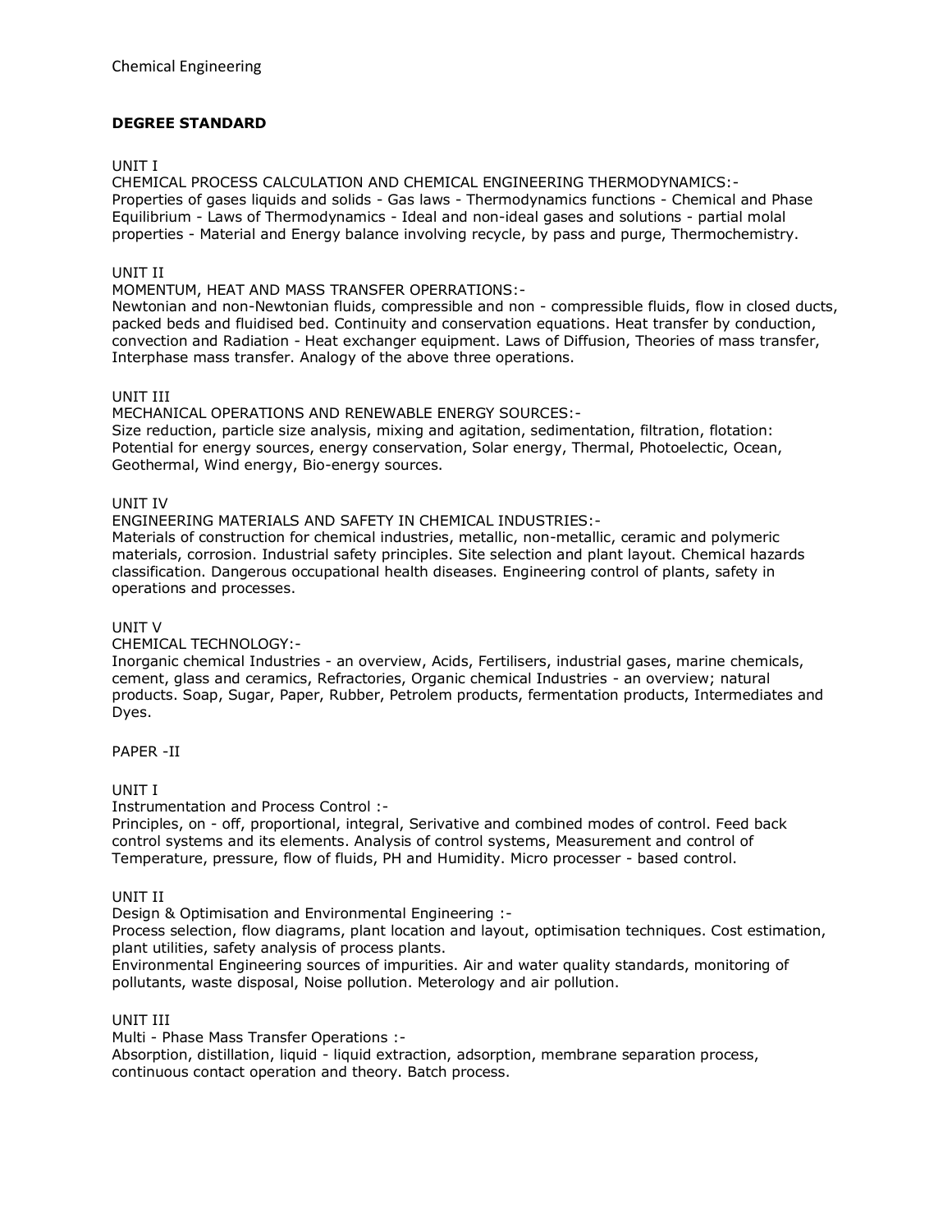Chemical Engineering

## DEGREE STANDARD

### UNIT I

CHEMICAL PROCESS CALCULATION AND CHEMICAL ENGINEERING THERMODYNAMICS:-
Properties of gases liquids and solids - Gas laws - Thermodynamics functions - Chemical and Phase Equilibrium - Laws of Thermodynamics - Ideal and non-ideal gases and solutions - partial molal properties - Material and Energy balance involving recycle, by pass and purge, Thermochemistry.

### UNIT II

MOMENTUM, HEAT AND MASS TRANSFER OPERRATIONS:-
Newtonian and non-Newtonian fluids, compressible and non - compressible fluids, flow in closed ducts, packed beds and fluidised bed. Continuity and conservation equations. Heat transfer by conduction, convection and Radiation - Heat exchanger equipment. Laws of Diffusion, Theories of mass transfer, Interphase mass transfer. Analogy of the above three operations.

### UNIT III

MECHANICAL OPERATIONS AND RENEWABLE ENERGY SOURCES:-
Size reduction, particle size analysis, mixing and agitation, sedimentation, filtration, flotation: Potential for energy sources, energy conservation, Solar energy, Thermal, Photoelectic, Ocean, Geothermal, Wind energy, Bio-energy sources.

### UNIT IV

ENGINEERING MATERIALS AND SAFETY IN CHEMICAL INDUSTRIES:-
Materials of construction for chemical industries, metallic, non-metallic, ceramic and polymeric materials, corrosion. Industrial safety principles. Site selection and plant layout. Chemical hazards classification. Dangerous occupational health diseases. Engineering control of plants, safety in operations and processes.

### UNIT V

CHEMICAL TECHNOLOGY:-
Inorganic chemical Industries - an overview, Acids, Fertilisers, industrial gases, marine chemicals, cement, glass and ceramics, Refractories, Organic chemical Industries - an overview; natural products. Soap, Sugar, Paper, Rubber, Petrolem products, fermentation products, Intermediates and Dyes.

## PAPER -II

### UNIT I

Instrumentation and Process Control :-
Principles, on - off, proportional, integral, Serivative and combined modes of control. Feed back control systems and its elements. Analysis of control systems, Measurement and control of Temperature, pressure, flow of fluids, PH and Humidity. Micro processer - based control.

### UNIT II

Design & Optimisation and Environmental Engineering :-
Process selection, flow diagrams, plant location and layout, optimisation techniques. Cost estimation, plant utilities, safety analysis of process plants.
Environmental Engineering sources of impurities. Air and water quality standards, monitoring of pollutants, waste disposal, Noise pollution. Meterology and air pollution.

### UNIT III

Multi - Phase Mass Transfer Operations :-
Absorption, distillation, liquid - liquid extraction, adsorption, membrane separation process, continuous contact operation and theory. Batch process.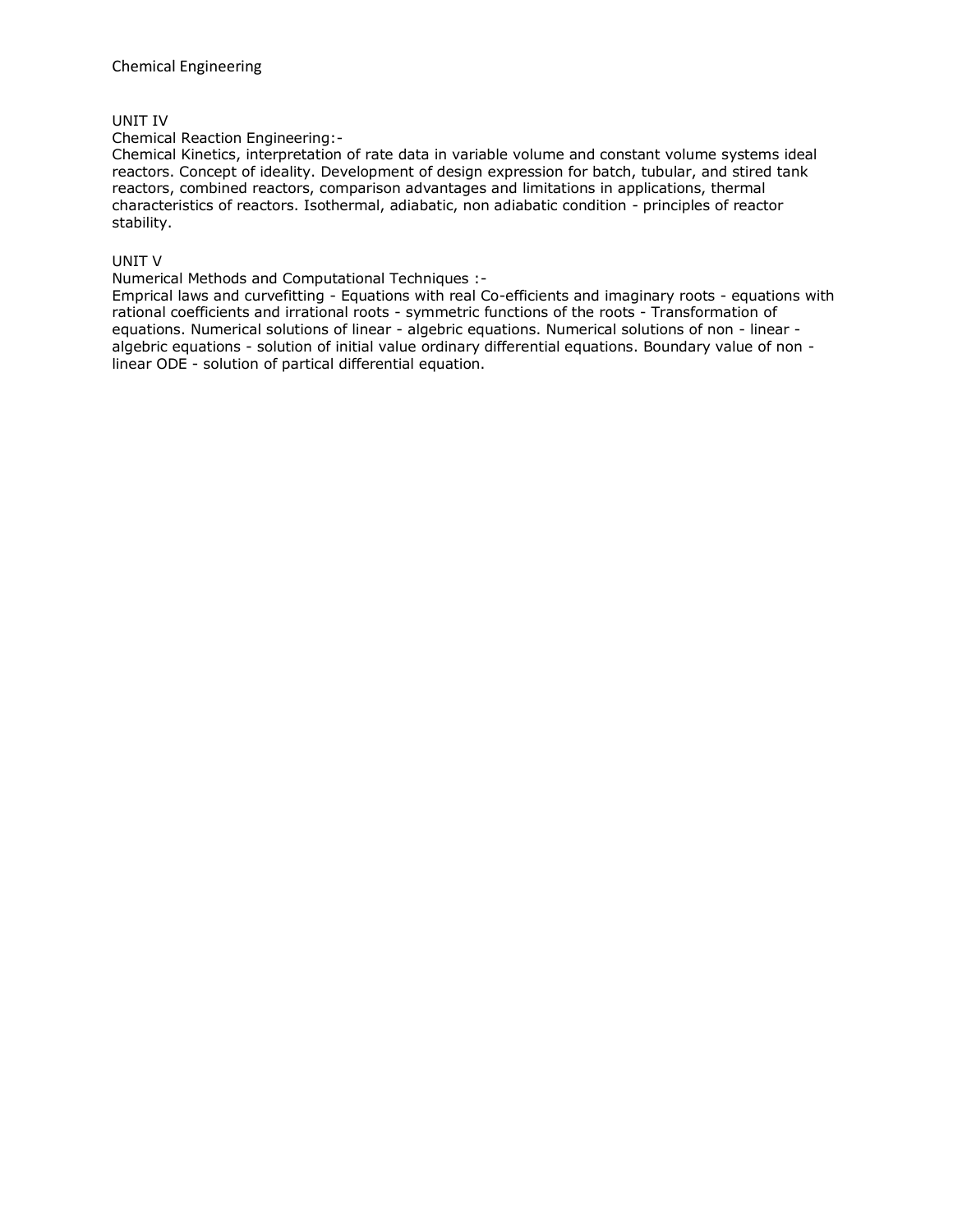UNIT IV

Chemical Reaction Engineering:-

Chemical Kinetics, interpretation of rate data in variable volume and constant volume systems ideal reactors. Concept of ideality. Development of design expression for batch, tubular, and stired tank reactors, combined reactors, comparison advantages and limitations in applications, thermal characteristics of reactors. Isothermal, adiabatic, non adiabatic condition - principles of reactor stability.

UNIT V

Numerical Methods and Computational Techniques :-

Emprical laws and curvefitting - Equations with real Co-efficients and imaginary roots - equations with rational coefficients and irrational roots - symmetric functions of the roots - Transformation of equations. Numerical solutions of linear - algebric equations. Numerical solutions of non - linear - algebric equations - solution of initial value ordinary differential equations. Boundary value of non - linear ODE - solution of partical differential equation.